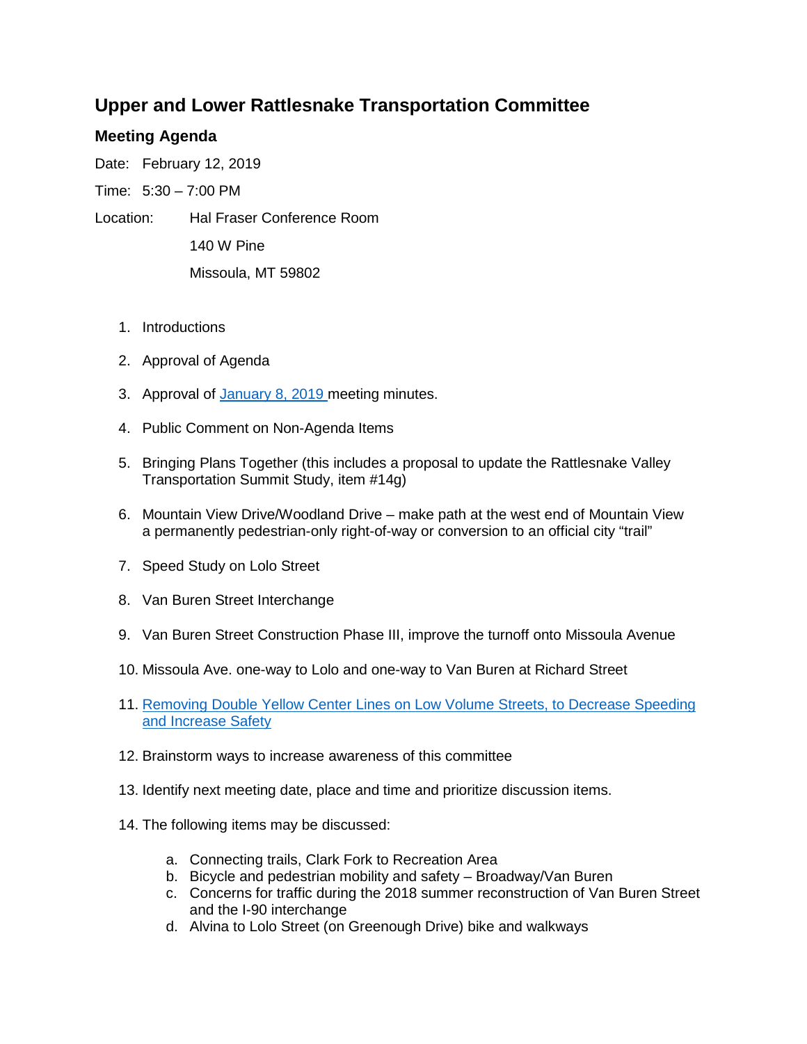# Upper and Lower Rattlesnake Transportation Committee

## Meeting Agenda

Date: February 12, 2019

Time: 5:30 – 7:00 PM

Location: Hal Fraser Conference Room
140 W Pine
Missoula, MT 59802

1. Introductions
2. Approval of Agenda
3. Approval of January 8, 2019 meeting minutes.
4. Public Comment on Non-Agenda Items
5. Bringing Plans Together (this includes a proposal to update the Rattlesnake Valley Transportation Summit Study, item #14g)
6. Mountain View Drive/Woodland Drive – make path at the west end of Mountain View a permanently pedestrian-only right-of-way or conversion to an official city "trail"
7. Speed Study on Lolo Street
8. Van Buren Street Interchange
9. Van Buren Street Construction Phase III, improve the turnoff onto Missoula Avenue
10. Missoula Ave. one-way to Lolo and one-way to Van Buren at Richard Street
11. Removing Double Yellow Center Lines on Low Volume Streets, to Decrease Speeding and Increase Safety
12. Brainstorm ways to increase awareness of this committee
13. Identify next meeting date, place and time and prioritize discussion items.
14. The following items may be discussed:
    a. Connecting trails, Clark Fork to Recreation Area
    b. Bicycle and pedestrian mobility and safety – Broadway/Van Buren
    c. Concerns for traffic during the 2018 summer reconstruction of Van Buren Street and the I-90 interchange
    d. Alvina to Lolo Street (on Greenough Drive) bike and walkways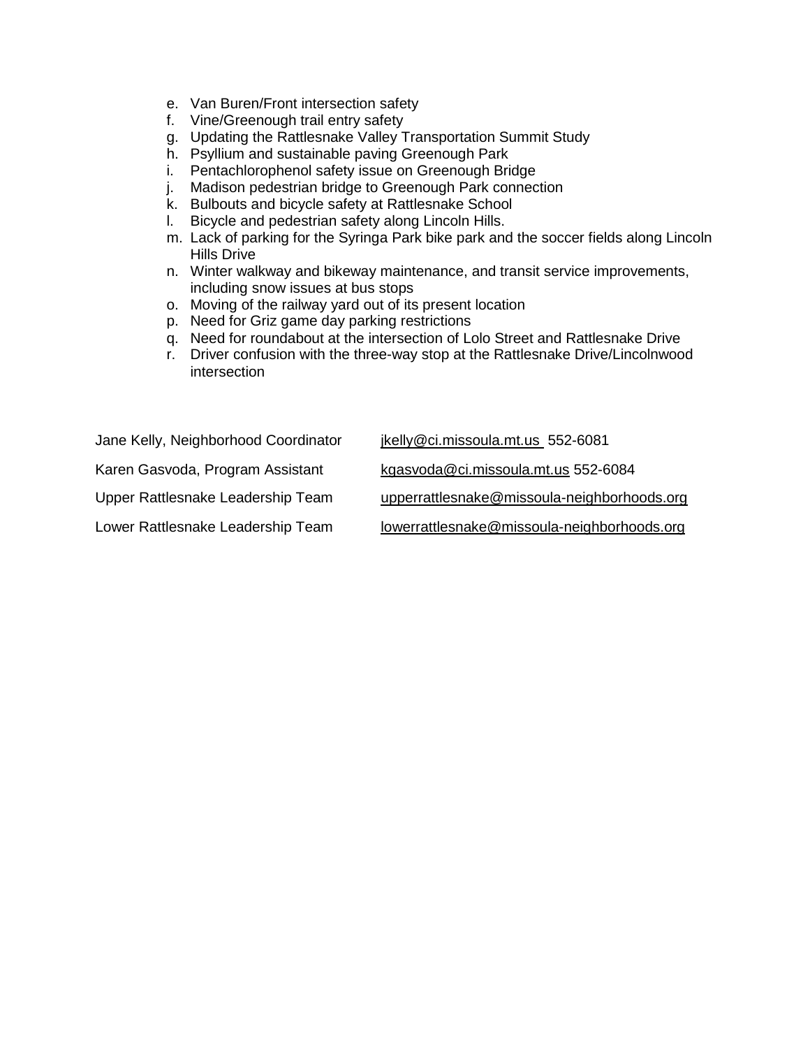e. Van Buren/Front intersection safety
f. Vine/Greenough trail entry safety
g. Updating the Rattlesnake Valley Transportation Summit Study
h. Psyllium and sustainable paving Greenough Park
i. Pentachlorophenol safety issue on Greenough Bridge
j. Madison pedestrian bridge to Greenough Park connection
k. Bulbouts and bicycle safety at Rattlesnake School
l. Bicycle and pedestrian safety along Lincoln Hills.
m. Lack of parking for the Syringa Park bike park and the soccer fields along Lincoln Hills Drive
n. Winter walkway and bikeway maintenance, and transit service improvements, including snow issues at bus stops
o. Moving of the railway yard out of its present location
p. Need for Griz game day parking restrictions
q. Need for roundabout at the intersection of Lolo Street and Rattlesnake Drive
r. Driver confusion with the three-way stop at the Rattlesnake Drive/Lincolnwood intersection

| | |
|---|---|
| Jane Kelly, Neighborhood Coordinator | jkelly@ci.missoula.mt.us 552-6081 |
| Karen Gasvoda, Program Assistant | kgasvoda@ci.missoula.mt.us 552-6084 |
| Upper Rattlesnake Leadership Team | upperrattlesnake@missoula-neighborhoods.org |
| Lower Rattlesnake Leadership Team | lowerrattlesnake@missoula-neighborhoods.org |